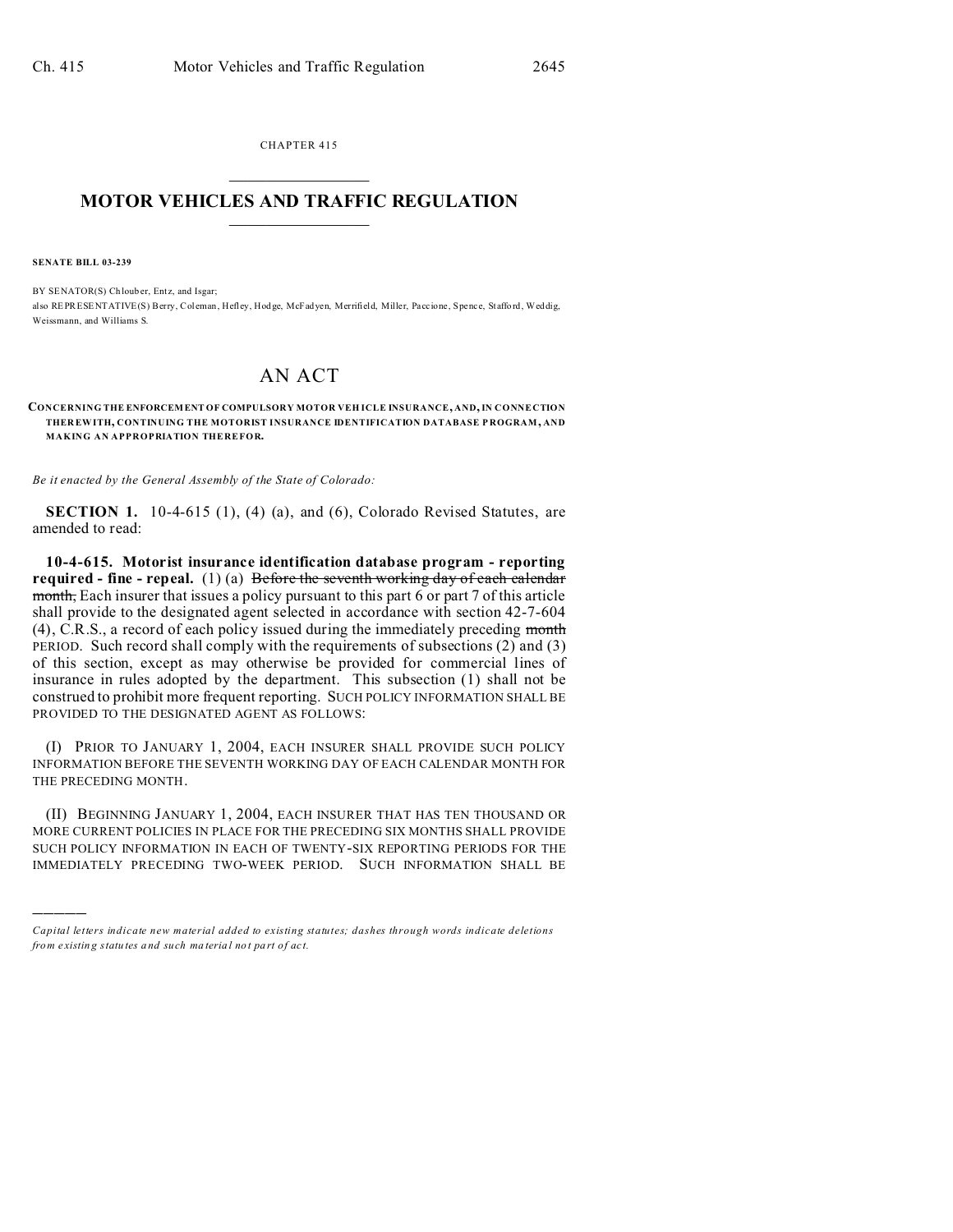CHAPTER 415

# MOTOR VEHICLES AND TRAFFIC REGULATION

**SENATE BILL 03-239**

BY SENATOR(S) Chlouber, Entz, and Isgar;
also REPRESENTATIVE(S) Berry, Coleman, Hefley, Hodge, McFadyen, Merrifield, Miller, Paccione, Spence, Stafford, Weddig, Weissmann, and Williams S.

# AN ACT

**CONCERNING THE ENFORCEMENT OF COMPULSORY MOTOR VEHICLE INSURANCE, AND, IN CONNECTION THEREWITH, CONTINUING THE MOTORIST INSURANCE IDENTIFICATION DATABASE PROGRAM, AND MAKING AN APPROPRIATION THEREFOR.**

*Be it enacted by the General Assembly of the State of Colorado:*

**SECTION 1.** 10-4-615 (1), (4) (a), and (6), Colorado Revised Statutes, are amended to read:

**10-4-615. Motorist insurance identification database program - reporting required - fine - repeal.** (1) (a) ~~Before the seventh working day of each calendar month,~~ Each insurer that issues a policy pursuant to this part 6 or part 7 of this article shall provide to the designated agent selected in accordance with section 42-7-604 (4), C.R.S., a record of each policy issued during the immediately preceding ~~month~~ PERIOD. Such record shall comply with the requirements of subsections (2) and (3) of this section, except as may otherwise be provided for commercial lines of insurance in rules adopted by the department. This subsection (1) shall not be construed to prohibit more frequent reporting. SUCH POLICY INFORMATION SHALL BE PROVIDED TO THE DESIGNATED AGENT AS FOLLOWS:

(I) PRIOR TO JANUARY 1, 2004, EACH INSURER SHALL PROVIDE SUCH POLICY INFORMATION BEFORE THE SEVENTH WORKING DAY OF EACH CALENDAR MONTH FOR THE PRECEDING MONTH.

(II) BEGINNING JANUARY 1, 2004, EACH INSURER THAT HAS TEN THOUSAND OR MORE CURRENT POLICIES IN PLACE FOR THE PRECEDING SIX MONTHS SHALL PROVIDE SUCH POLICY INFORMATION IN EACH OF TWENTY-SIX REPORTING PERIODS FOR THE IMMEDIATELY PRECEDING TWO-WEEK PERIOD. SUCH INFORMATION SHALL BE

---

*Capital letters indicate new material added to existing statutes; dashes through words indicate deletions from existing statutes and such material not part of act.*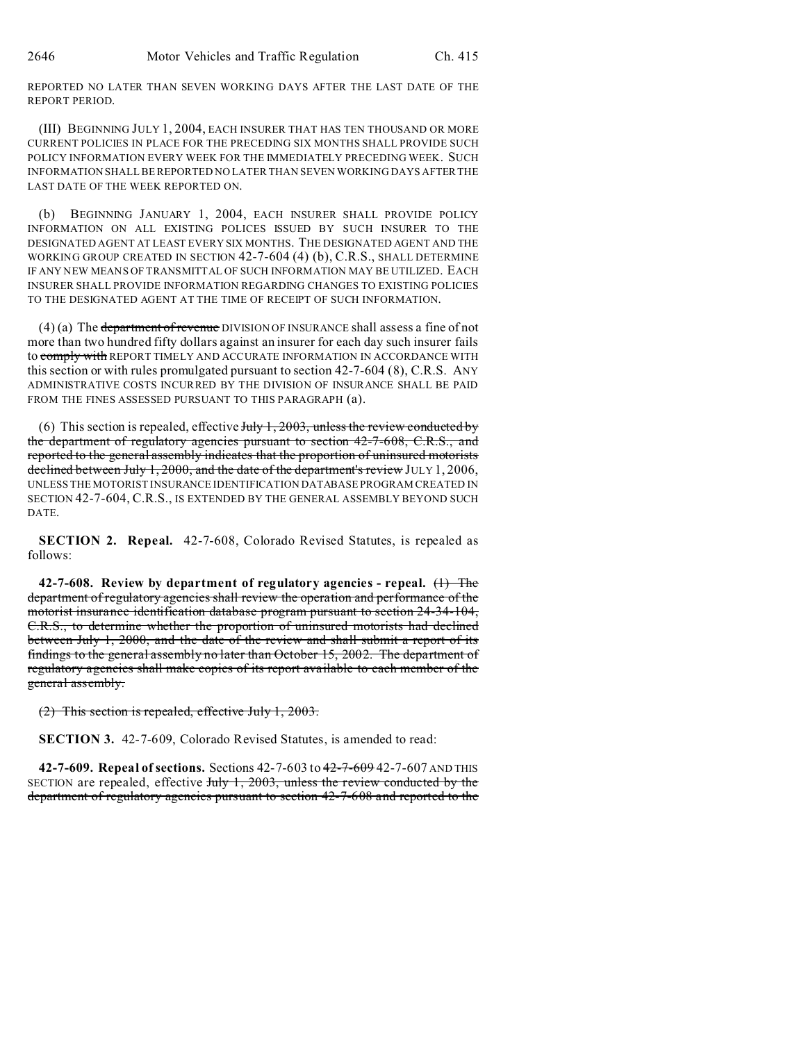REPORTED NO LATER THAN SEVEN WORKING DAYS AFTER THE LAST DATE OF THE REPORT PERIOD.

(III) BEGINNING JULY 1, 2004, EACH INSURER THAT HAS TEN THOUSAND OR MORE CURRENT POLICIES IN PLACE FOR THE PRECEDING SIX MONTHS SHALL PROVIDE SUCH POLICY INFORMATION EVERY WEEK FOR THE IMMEDIATELY PRECEDING WEEK. SUCH INFORMATION SHALL BE REPORTED NO LATER THAN SEVEN WORKING DAYS AFTER THE LAST DATE OF THE WEEK REPORTED ON.

(b) BEGINNING JANUARY 1, 2004, EACH INSURER SHALL PROVIDE POLICY INFORMATION ON ALL EXISTING POLICES ISSUED BY SUCH INSURER TO THE DESIGNATED AGENT AT LEAST EVERY SIX MONTHS. THE DESIGNATED AGENT AND THE WORKING GROUP CREATED IN SECTION 42-7-604 (4) (b), C.R.S., SHALL DETERMINE IF ANY NEW MEANS OF TRANSMITTAL OF SUCH INFORMATION MAY BE UTILIZED. EACH INSURER SHALL PROVIDE INFORMATION REGARDING CHANGES TO EXISTING POLICIES TO THE DESIGNATED AGENT AT THE TIME OF RECEIPT OF SUCH INFORMATION.

(4) (a) The ~~department of revenue~~ DIVISION OF INSURANCE shall assess a fine of not more than two hundred fifty dollars against an insurer for each day such insurer fails to ~~comply with~~ REPORT TIMELY AND ACCURATE INFORMATION IN ACCORDANCE WITH this section or with rules promulgated pursuant to section 42-7-604 (8), C.R.S. ANY ADMINISTRATIVE COSTS INCURRED BY THE DIVISION OF INSURANCE SHALL BE PAID FROM THE FINES ASSESSED PURSUANT TO THIS PARAGRAPH (a).

(6) This section is repealed, effective ~~July 1, 2003, unless the review conducted by the department of regulatory agencies pursuant to section 42-7-608, C.R.S., and reported to the general assembly indicates that the proportion of uninsured motorists declined between July 1, 2000, and the date of the department's review~~ JULY 1, 2006, UNLESS THE MOTORIST INSURANCE IDENTIFICATION DATABASE PROGRAM CREATED IN SECTION 42-7-604, C.R.S., IS EXTENDED BY THE GENERAL ASSEMBLY BEYOND SUCH DATE.

**SECTION 2. Repeal.** 42-7-608, Colorado Revised Statutes, is repealed as follows:

**42-7-608. Review by department of regulatory agencies - repeal.** ~~(1) The department of regulatory agencies shall review the operation and performance of the motorist insurance identification database program pursuant to section 24-34-104, C.R.S., to determine whether the proportion of uninsured motorists had declined between July 1, 2000, and the date of the review and shall submit a report of its findings to the general assembly no later than October 15, 2002. The department of regulatory agencies shall make copies of its report available to each member of the general assembly.~~

~~(2) This section is repealed, effective July 1, 2003.~~

**SECTION 3.** 42-7-609, Colorado Revised Statutes, is amended to read:

**42-7-609. Repeal of sections.** Sections 42-7-603 to ~~42-7-609~~ 42-7-607 AND THIS SECTION are repealed, effective ~~July 1, 2003, unless the review conducted by the department of regulatory agencies pursuant to section 42-7-608 and reported to the~~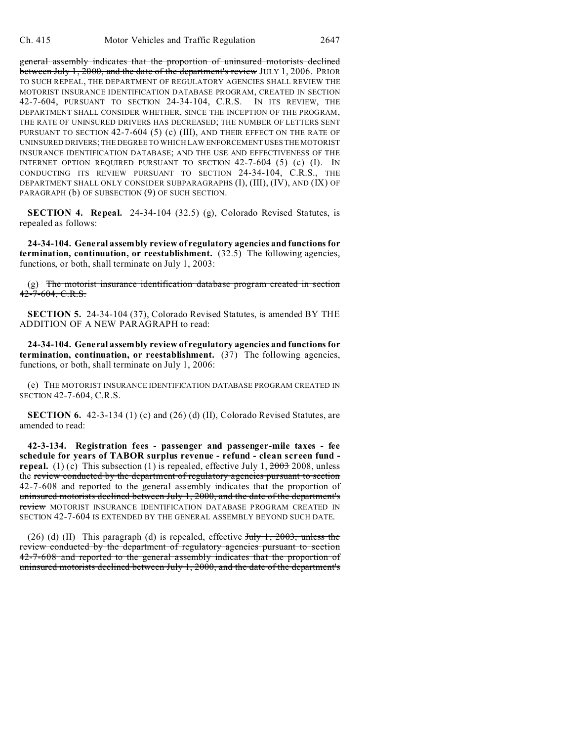general assembly indicates that the proportion of uninsured motorists declined between July 1, 2000, and the date of the department's review JULY 1, 2006. PRIOR TO SUCH REPEAL, THE DEPARTMENT OF REGULATORY AGENCIES SHALL REVIEW THE MOTORIST INSURANCE IDENTIFICATION DATABASE PROGRAM, CREATED IN SECTION 42-7-604, PURSUANT TO SECTION 24-34-104, C.R.S. IN ITS REVIEW, THE DEPARTMENT SHALL CONSIDER WHETHER, SINCE THE INCEPTION OF THE PROGRAM, THE RATE OF UNINSURED DRIVERS HAS DECREASED; THE NUMBER OF LETTERS SENT PURSUANT TO SECTION 42-7-604 (5) (c) (III), AND THEIR EFFECT ON THE RATE OF UNINSURED DRIVERS; THE DEGREE TO WHICH LAW ENFORCEMENT USES THE MOTORIST INSURANCE IDENTIFICATION DATABASE; AND THE USE AND EFFECTIVENESS OF THE INTERNET OPTION REQUIRED PURSUANT TO SECTION 42-7-604 (5) (c) (I). IN CONDUCTING ITS REVIEW PURSUANT TO SECTION 24-34-104, C.R.S., THE DEPARTMENT SHALL ONLY CONSIDER SUBPARAGRAPHS (I), (III), (IV), AND (IX) OF PARAGRAPH (b) OF SUBSECTION (9) OF SUCH SECTION.

**SECTION 4. Repeal.** 24-34-104 (32.5) (g), Colorado Revised Statutes, is repealed as follows:

**24-34-104. General assembly review of regulatory agencies and functions for termination, continuation, or reestablishment.** (32.5) The following agencies, functions, or both, shall terminate on July 1, 2003:

(g) ~~The motorist insurance identification database program created in section 42-7-604, C.R.S.~~

**SECTION 5.** 24-34-104 (37), Colorado Revised Statutes, is amended BY THE ADDITION OF A NEW PARAGRAPH to read:

**24-34-104. General assembly review of regulatory agencies and functions for termination, continuation, or reestablishment.** (37) The following agencies, functions, or both, shall terminate on July 1, 2006:

(e) THE MOTORIST INSURANCE IDENTIFICATION DATABASE PROGRAM CREATED IN SECTION 42-7-604, C.R.S.

**SECTION 6.** 42-3-134 (1) (c) and (26) (d) (II), Colorado Revised Statutes, are amended to read:

**42-3-134. Registration fees - passenger and passenger-mile taxes - fee schedule for years of TABOR surplus revenue - refund - clean screen fund - repeal.** (1) (c) This subsection (1) is repealed, effective July 1, ~~2003~~ 2008, unless the ~~review conducted by the department of regulatory agencies pursuant to section 42-7-608 and reported to the general assembly indicates that the proportion of uninsured motorists declined between July 1, 2000, and the date of the department's review~~ MOTORIST INSURANCE IDENTIFICATION DATABASE PROGRAM CREATED IN SECTION 42-7-604 IS EXTENDED BY THE GENERAL ASSEMBLY BEYOND SUCH DATE.

(26) (d) (II) This paragraph (d) is repealed, effective ~~July 1, 2003, unless the review conducted by the department of regulatory agencies pursuant to section 42-7-608 and reported to the general assembly indicates that the proportion of uninsured motorists declined between July 1, 2000, and the date of the department's~~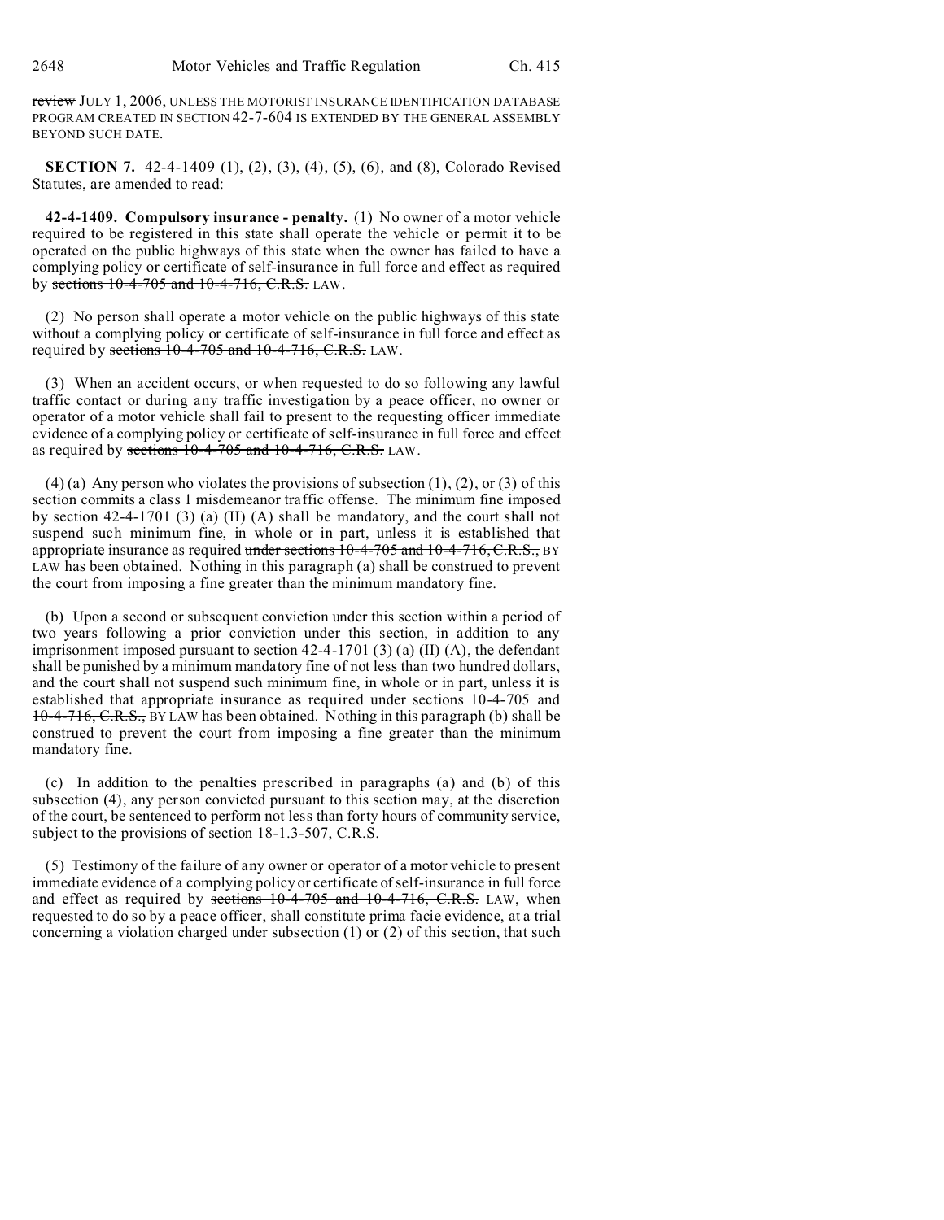~~review~~ JULY 1, 2006, UNLESS THE MOTORIST INSURANCE IDENTIFICATION DATABASE PROGRAM CREATED IN SECTION 42-7-604 IS EXTENDED BY THE GENERAL ASSEMBLY BEYOND SUCH DATE.

**SECTION 7.** 42-4-1409 (1), (2), (3), (4), (5), (6), and (8), Colorado Revised Statutes, are amended to read:

**42-4-1409. Compulsory insurance - penalty.** (1) No owner of a motor vehicle required to be registered in this state shall operate the vehicle or permit it to be operated on the public highways of this state when the owner has failed to have a complying policy or certificate of self-insurance in full force and effect as required by ~~sections 10-4-705 and 10-4-716, C.R.S.~~ LAW.

(2) No person shall operate a motor vehicle on the public highways of this state without a complying policy or certificate of self-insurance in full force and effect as required by ~~sections 10-4-705 and 10-4-716, C.R.S.~~ LAW.

(3) When an accident occurs, or when requested to do so following any lawful traffic contact or during any traffic investigation by a peace officer, no owner or operator of a motor vehicle shall fail to present to the requesting officer immediate evidence of a complying policy or certificate of self-insurance in full force and effect as required by ~~sections 10-4-705 and 10-4-716, C.R.S.~~ LAW.

(4) (a) Any person who violates the provisions of subsection (1), (2), or (3) of this section commits a class 1 misdemeanor traffic offense. The minimum fine imposed by section 42-4-1701 (3) (a) (II) (A) shall be mandatory, and the court shall not suspend such minimum fine, in whole or in part, unless it is established that appropriate insurance as required ~~under sections 10-4-705 and 10-4-716, C.R.S.,~~ BY LAW has been obtained. Nothing in this paragraph (a) shall be construed to prevent the court from imposing a fine greater than the minimum mandatory fine.

(b) Upon a second or subsequent conviction under this section within a period of two years following a prior conviction under this section, in addition to any imprisonment imposed pursuant to section 42-4-1701 (3) (a) (II) (A), the defendant shall be punished by a minimum mandatory fine of not less than two hundred dollars, and the court shall not suspend such minimum fine, in whole or in part, unless it is established that appropriate insurance as required ~~under sections 10-4-705 and 10-4-716, C.R.S.,~~ BY LAW has been obtained. Nothing in this paragraph (b) shall be construed to prevent the court from imposing a fine greater than the minimum mandatory fine.

(c) In addition to the penalties prescribed in paragraphs (a) and (b) of this subsection (4), any person convicted pursuant to this section may, at the discretion of the court, be sentenced to perform not less than forty hours of community service, subject to the provisions of section 18-1.3-507, C.R.S.

(5) Testimony of the failure of any owner or operator of a motor vehicle to present immediate evidence of a complying policy or certificate of self-insurance in full force and effect as required by ~~sections 10-4-705 and 10-4-716, C.R.S.~~ LAW, when requested to do so by a peace officer, shall constitute prima facie evidence, at a trial concerning a violation charged under subsection (1) or (2) of this section, that such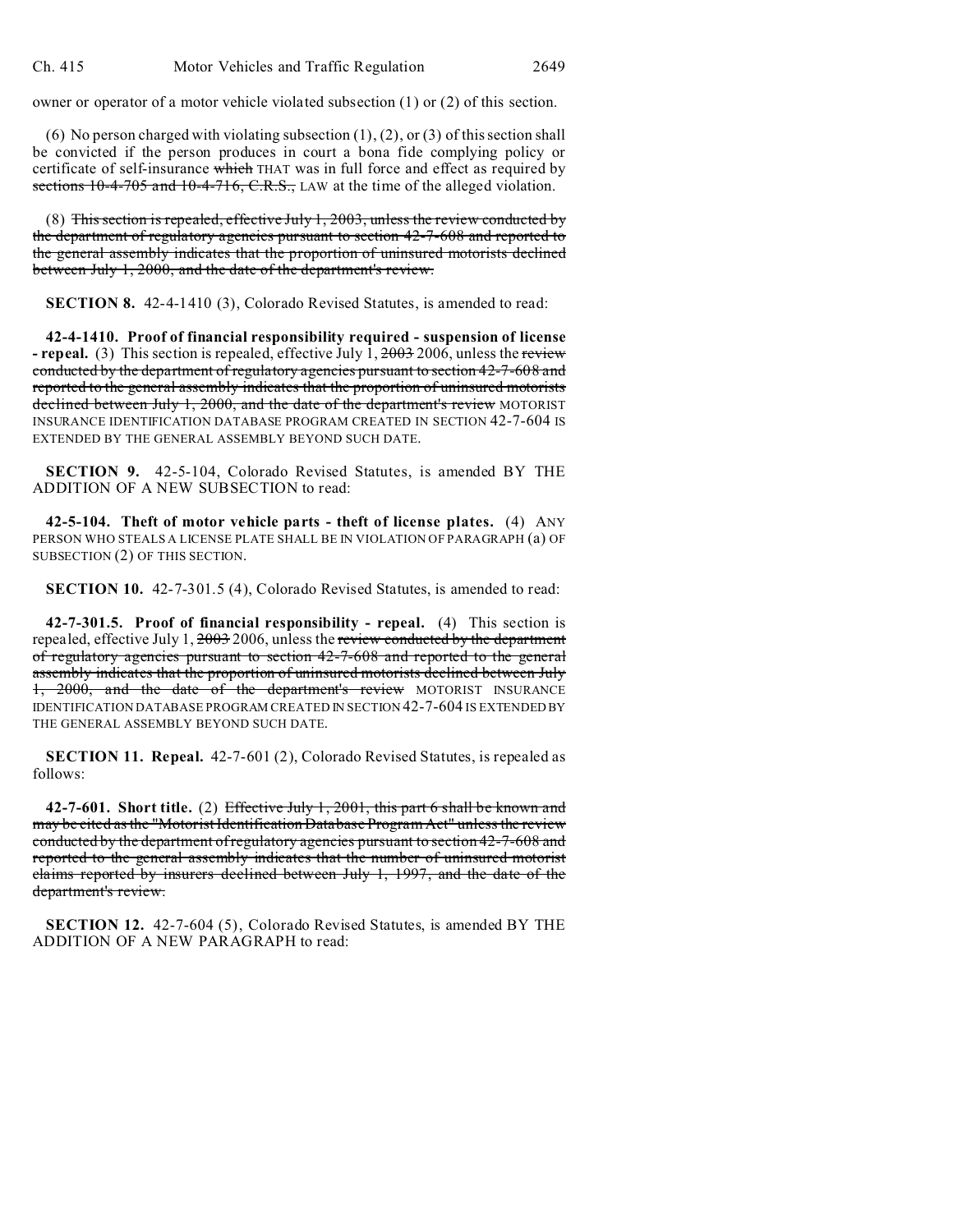owner or operator of a motor vehicle violated subsection (1) or (2) of this section.

(6) No person charged with violating subsection (1), (2), or (3) of this section shall be convicted if the person produces in court a bona fide complying policy or certificate of self-insurance ~~which~~ THAT was in full force and effect as required by ~~sections 10-4-705 and 10-4-716, C.R.S.,~~ LAW at the time of the alleged violation.

(8) ~~This section is repealed, effective July 1, 2003, unless the review conducted by the department of regulatory agencies pursuant to section 42-7-608 and reported to the general assembly indicates that the proportion of uninsured motorists declined between July 1, 2000, and the date of the department's review.~~

**SECTION 8.** 42-4-1410 (3), Colorado Revised Statutes, is amended to read:

**42-4-1410. Proof of financial responsibility required - suspension of license - repeal.** (3) This section is repealed, effective July 1, ~~2003~~ 2006, unless the ~~review conducted by the department of regulatory agencies pursuant to section 42-7-608 and reported to the general assembly indicates that the proportion of uninsured motorists declined between July 1, 2000, and the date of the department's review~~ MOTORIST INSURANCE IDENTIFICATION DATABASE PROGRAM CREATED IN SECTION 42-7-604 IS EXTENDED BY THE GENERAL ASSEMBLY BEYOND SUCH DATE.

**SECTION 9.** 42-5-104, Colorado Revised Statutes, is amended BY THE ADDITION OF A NEW SUBSECTION to read:

**42-5-104. Theft of motor vehicle parts - theft of license plates.** (4) ANY PERSON WHO STEALS A LICENSE PLATE SHALL BE IN VIOLATION OF PARAGRAPH (a) OF SUBSECTION (2) OF THIS SECTION.

**SECTION 10.** 42-7-301.5 (4), Colorado Revised Statutes, is amended to read:

**42-7-301.5. Proof of financial responsibility - repeal.** (4) This section is repealed, effective July 1, ~~2003~~ 2006, unless the ~~review conducted by the department of regulatory agencies pursuant to section 42-7-608 and reported to the general assembly indicates that the proportion of uninsured motorists declined between July 1, 2000, and the date of the department's review~~ MOTORIST INSURANCE IDENTIFICATION DATABASE PROGRAM CREATED IN SECTION 42-7-604 IS EXTENDED BY THE GENERAL ASSEMBLY BEYOND SUCH DATE.

**SECTION 11. Repeal.** 42-7-601 (2), Colorado Revised Statutes, is repealed as follows:

**42-7-601. Short title.** (2) ~~Effective July 1, 2001, this part 6 shall be known and may be cited as the "Motorist Identification Database Program Act" unless the review conducted by the department of regulatory agencies pursuant to section 42-7-608 and reported to the general assembly indicates that the number of uninsured motorist claims reported by insurers declined between July 1, 1997, and the date of the department's review.~~

**SECTION 12.** 42-7-604 (5), Colorado Revised Statutes, is amended BY THE ADDITION OF A NEW PARAGRAPH to read: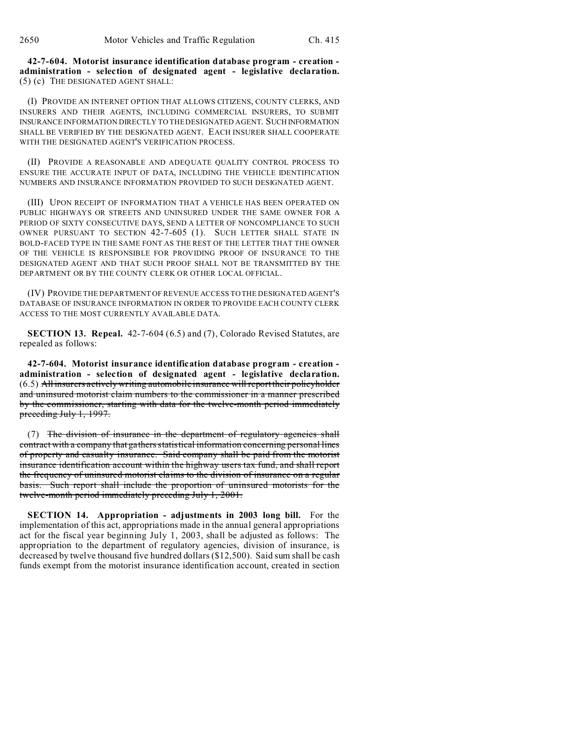**42-7-604. Motorist insurance identification database program - creation - administration - selection of designated agent - legislative declaration.** (5) (c) THE DESIGNATED AGENT SHALL:

(I) PROVIDE AN INTERNET OPTION THAT ALLOWS CITIZENS, COUNTY CLERKS, AND INSURERS AND THEIR AGENTS, INCLUDING COMMERCIAL INSURERS, TO SUBMIT INSURANCE INFORMATION DIRECTLY TO THE DESIGNATED AGENT. SUCH INFORMATION SHALL BE VERIFIED BY THE DESIGNATED AGENT. EACH INSURER SHALL COOPERATE WITH THE DESIGNATED AGENT'S VERIFICATION PROCESS.

(II) PROVIDE A REASONABLE AND ADEQUATE QUALITY CONTROL PROCESS TO ENSURE THE ACCURATE INPUT OF DATA, INCLUDING THE VEHICLE IDENTIFICATION NUMBERS AND INSURANCE INFORMATION PROVIDED TO SUCH DESIGNATED AGENT.

(III) UPON RECEIPT OF INFORMATION THAT A VEHICLE HAS BEEN OPERATED ON PUBLIC HIGHWAYS OR STREETS AND UNINSURED UNDER THE SAME OWNER FOR A PERIOD OF SIXTY CONSECUTIVE DAYS, SEND A LETTER OF NONCOMPLIANCE TO SUCH OWNER PURSUANT TO SECTION 42-7-605 (1). SUCH LETTER SHALL STATE IN BOLD-FACED TYPE IN THE SAME FONT AS THE REST OF THE LETTER THAT THE OWNER OF THE VEHICLE IS RESPONSIBLE FOR PROVIDING PROOF OF INSURANCE TO THE DESIGNATED AGENT AND THAT SUCH PROOF SHALL NOT BE TRANSMITTED BY THE DEPARTMENT OR BY THE COUNTY CLERK OR OTHER LOCAL OFFICIAL.

(IV) PROVIDE THE DEPARTMENT OF REVENUE ACCESS TO THE DESIGNATED AGENT'S DATABASE OF INSURANCE INFORMATION IN ORDER TO PROVIDE EACH COUNTY CLERK ACCESS TO THE MOST CURRENTLY AVAILABLE DATA.

**SECTION 13. Repeal.** 42-7-604 (6.5) and (7), Colorado Revised Statutes, are repealed as follows:

**42-7-604. Motorist insurance identification database program - creation - administration - selection of designated agent - legislative declaration.** (6.5) ~~All insurers actively writing automobile insurance will report their policyholder and uninsured motorist claim numbers to the commissioner in a manner prescribed by the commissioner, starting with data for the twelve-month period immediately preceding July 1, 1997.~~

(7) ~~The division of insurance in the department of regulatory agencies shall contract with a company that gathers statistical information concerning personal lines of property and casualty insurance. Said company shall be paid from the motorist insurance identification account within the highway users tax fund, and shall report the frequency of uninsured motorist claims to the division of insurance on a regular basis. Such report shall include the proportion of uninsured motorists for the twelve-month period immediately preceding July 1, 2001.~~

**SECTION 14. Appropriation - adjustments in 2003 long bill.** For the implementation of this act, appropriations made in the annual general appropriations act for the fiscal year beginning July 1, 2003, shall be adjusted as follows: The appropriation to the department of regulatory agencies, division of insurance, is decreased by twelve thousand five hundred dollars ($12,500). Said sum shall be cash funds exempt from the motorist insurance identification account, created in section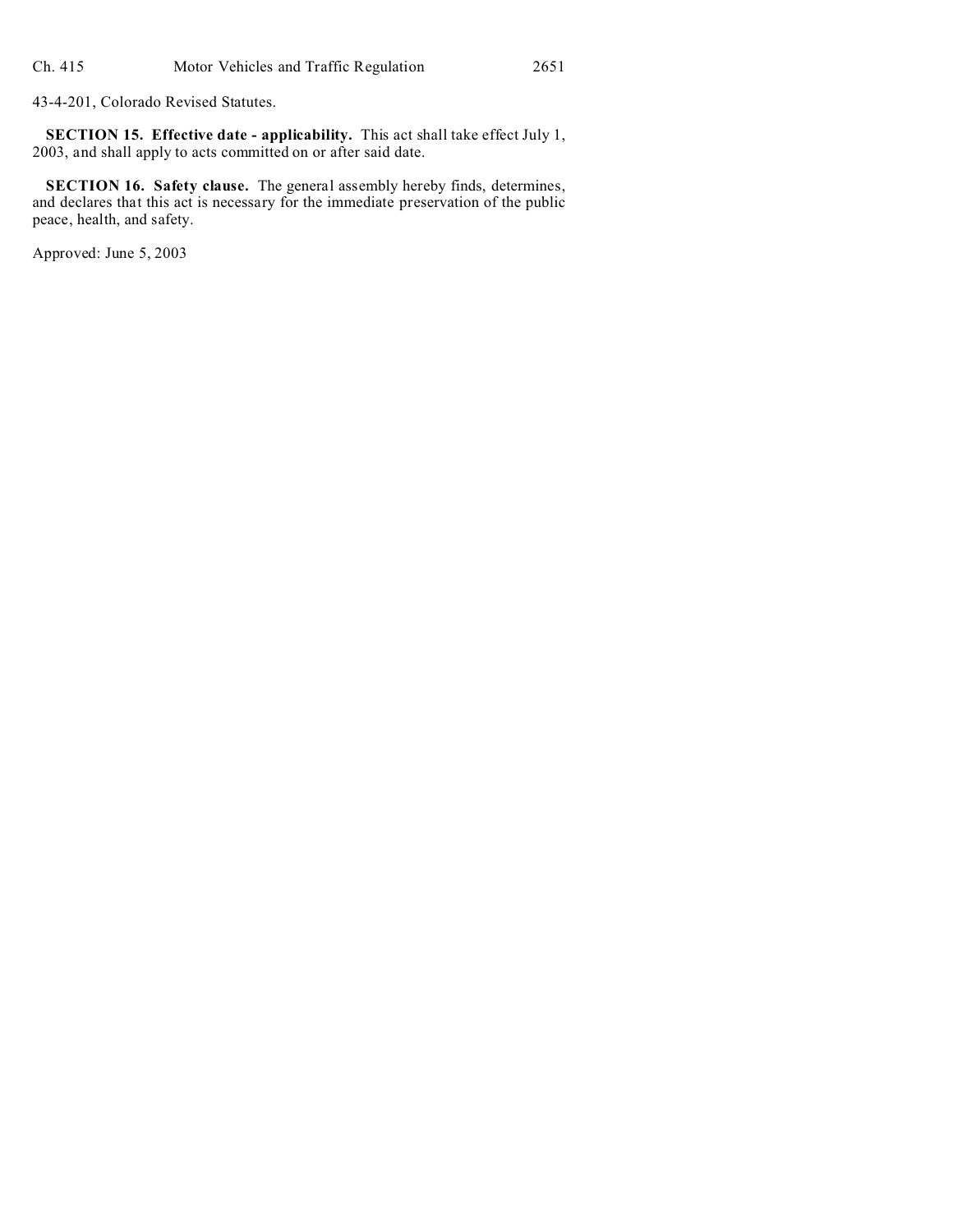43-4-201, Colorado Revised Statutes.

**SECTION 15. Effective date - applicability.** This act shall take effect July 1, 2003, and shall apply to acts committed on or after said date.

**SECTION 16. Safety clause.** The general assembly hereby finds, determines, and declares that this act is necessary for the immediate preservation of the public peace, health, and safety.

Approved: June 5, 2003